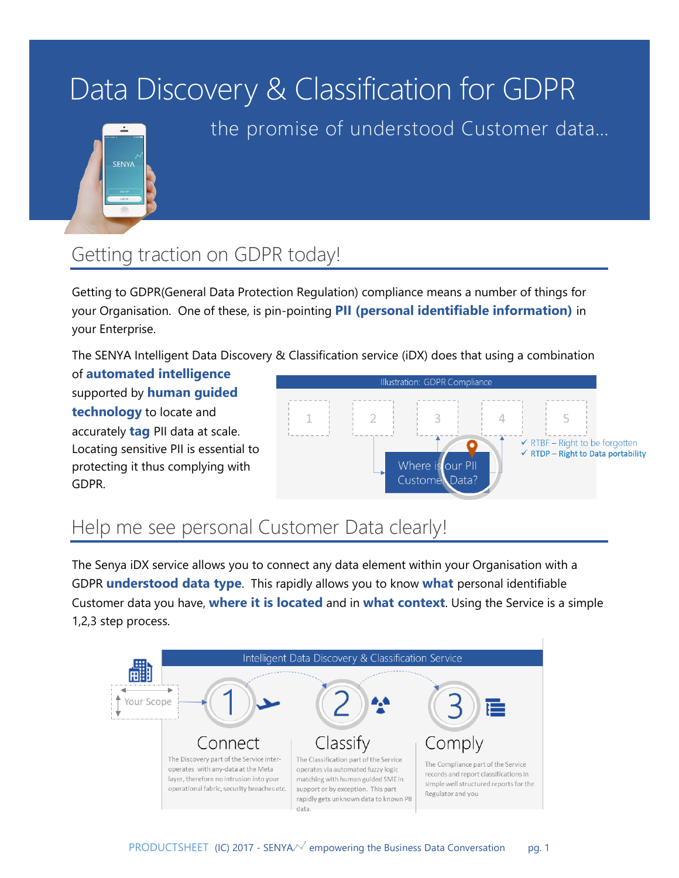# Data Discovery & Classification for GDPR

the promise of understood Customer data…

## Getting traction on GDPR today!

Getting to GDPR(General Data Protection Regulation) compliance means a number of things for your Organisation. One of these, is pin-pointing **PII (personal identifiable information)** in your Enterprise.

The SENYA Intelligent Data Discovery & Classification service (iDX) does that using a combination of **automated intelligence** supported by **human guided technology** to locate and accurately **tag** PII data at scale. Locating sensitive PII is essential to protecting it thus complying with GDPR.

Illustration: GDPR Compliance

1 2 3 4 5

Where is our PII Customer Data?

- ✓ RTBF – Right to be forgotten
- ✓ RTDP – Right to Data portability

## Help me see personal Customer Data clearly!

The Senya iDX service allows you to connect any data element within your Organisation with a GDPR **understood data type**. This rapidly allows you to know **what** personal identifiable Customer data you have, **where it is located** and in **what context**. Using the Service is a simple 1,2,3 step process.

Intelligent Data Discovery & Classification Service

Your Scope

**1 Connect**

The Discovery part of the Service inter-operates with any-data at the Meta layer, therefore no intrusion into your operational fabric, security breaches etc.

**2 Classify**

The Classification part of the Service operates via automated fuzzy logic matching with human guided SME in support or by exception. This part rapidly gets unknown data to known PII data.

**3 Comply**

The Compliance part of the Service records and report classifications in simple well structured reports for the Regulator and you

PRODUCTSHEET (C) 2017 - SENYA empowering the Business Data Conversation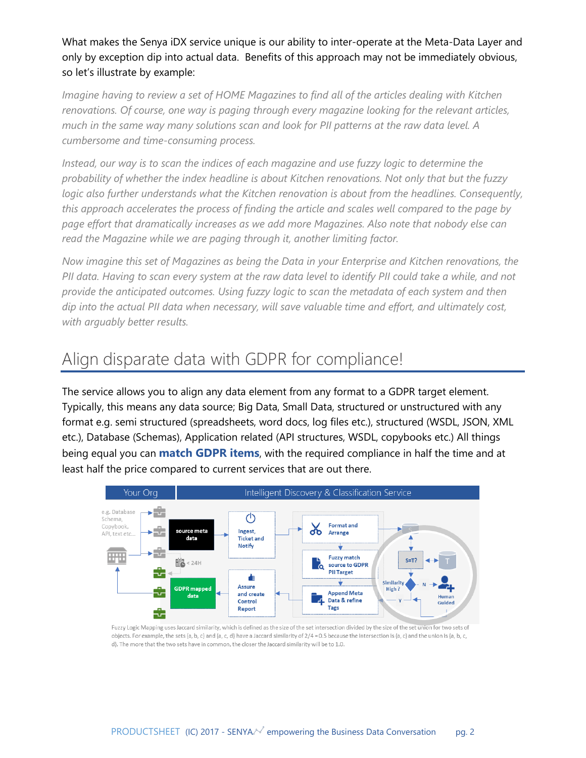What makes the Senya iDX service unique is our ability to inter-operate at the Meta-Data Layer and only by exception dip into actual data. Benefits of this approach may not be immediately obvious, so let's illustrate by example:

*Imagine having to review a set of HOME Magazines to find all of the articles dealing with Kitchen renovations. Of course, one way is paging through every magazine looking for the relevant articles, much in the same way many solutions scan and look for PII patterns at the raw data level. A cumbersome and time-consuming process.*

*Instead, our way is to scan the indices of each magazine and use fuzzy logic to determine the probability of whether the index headline is about Kitchen renovations. Not only that but the fuzzy logic also further understands what the Kitchen renovation is about from the headlines. Consequently, this approach accelerates the process of finding the article and scales well compared to the page by page effort that dramatically increases as we add more Magazines. Also note that nobody else can read the Magazine while we are paging through it, another limiting factor.*

*Now imagine this set of Magazines as being the Data in your Enterprise and Kitchen renovations, the PII data. Having to scan every system at the raw data level to identify PII could take a while, and not provide the anticipated outcomes. Using fuzzy logic to scan the metadata of each system and then dip into the actual PII data when necessary, will save valuable time and effort, and ultimately cost, with arguably better results.*

## Align disparate data with GDPR for compliance!

The service allows you to align any data element from any format to a GDPR target element. Typically, this means any data source; Big Data, Small Data, structured or unstructured with any format e.g. semi structured (spreadsheets, word docs, log files etc.), structured (WSDL, JSON, XML etc.), Database (Schemas), Application related (API structures, WSDL, copybooks etc.) All things being equal you can **match GDPR items**, with the required compliance in half the time and at least half the price compared to current services that are out there.

Your Org | Intelligent Discovery & Classification Service

e.g. Database Schema, Copybook, API, text etc... | source meta data | Ingest, Ticket and Notify | Format and Arrange | Fuzzy match source to GDPR PII Target | S=T? | S | T | Similarity High ? | N | Y | Human Guided | Append Meta Data & refine Tags | Assure and create Control Report | GDPR mapped data | < 24H

Fuzzy Logic Mapping uses Jaccard similarity, which is defined as the size of the set intersection divided by the size of the set union for two sets of objects. For example, the sets {a, b, c} and {a, c, d} have a Jaccard similarity of 2/4 = 0.5 because the intersection is {a, c} and the union is {a, b, c, d}. The more that the two sets have in common, the closer the Jaccard similarity will be to 1.0.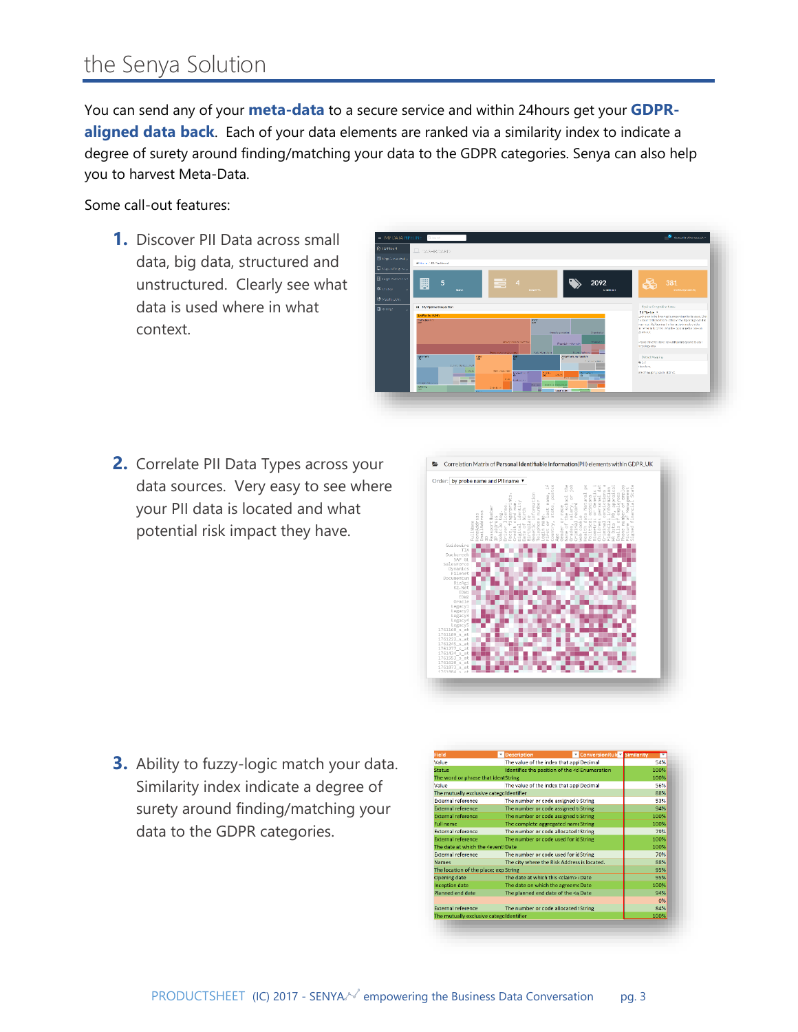# the Senya Solution

You can send any of your **meta-data** to a secure service and within 24hours get your **GDPR-aligned data back**. Each of your data elements are ranked via a similarity index to indicate a degree of surety around finding/matching your data to the GDPR categories. Senya can also help you to harvest Meta-Data.

Some call-out features:

1. Discover PII Data across small data, big data, structured and unstructured. Clearly see what data is used where in what context.

2. Correlate PII Data Types across your data sources. Very easy to see where your PII data is located and what potential risk impact they have.

3. Ability to fuzzy-logic match your data. Similarity index indicate a degree of surety around finding/matching your data to the GDPR categories.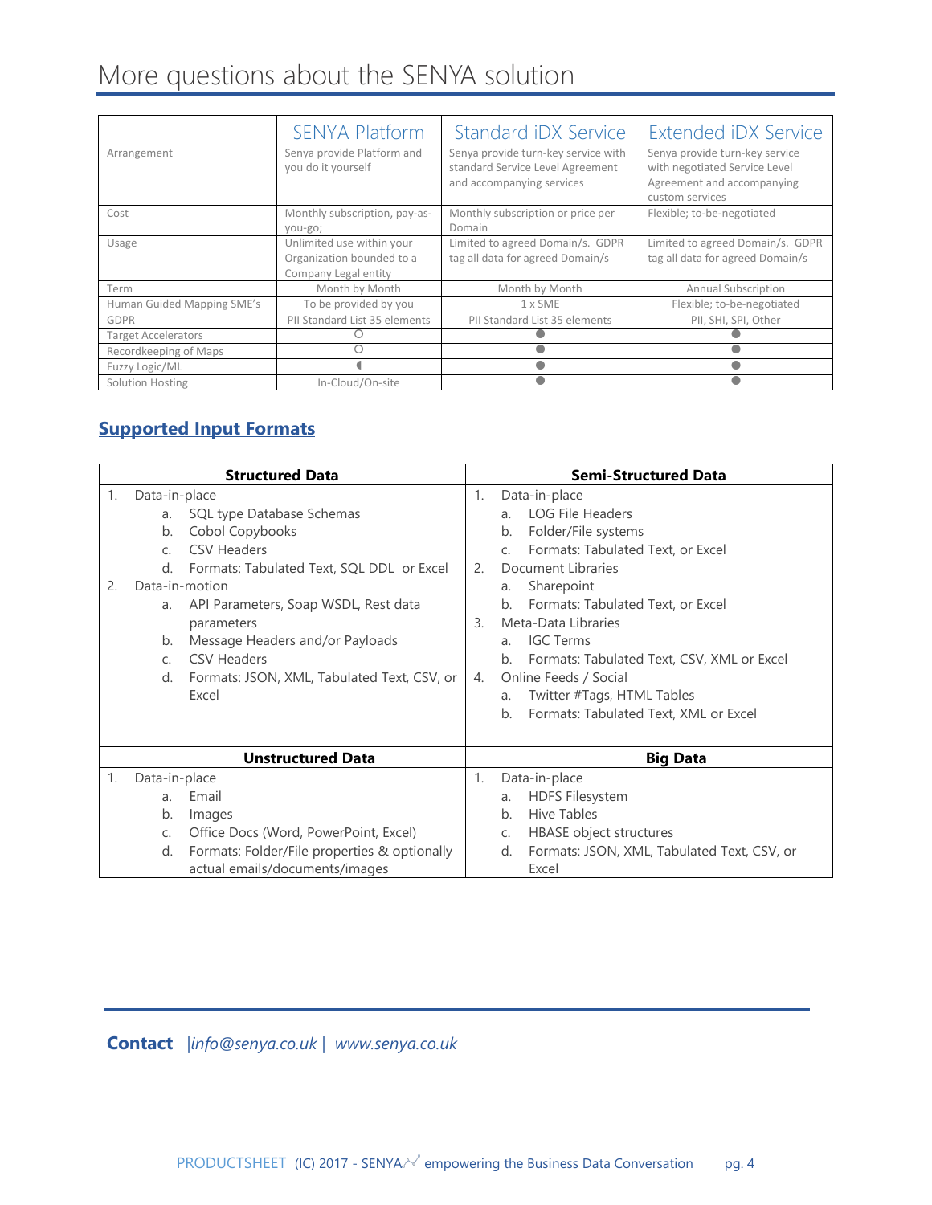# More questions about the SENYA solution

| | SENYA Platform | Standard iDX Service | Extended iDX Service |
|---|---|---|---|
| Arrangement | Senya provide Platform and you do it yourself | Senya provide turn-key service with standard Service Level Agreement and accompanying services | Senya provide turn-key service with negotiated Service Level Agreement and accompanying custom services |
| Cost | Monthly subscription, pay-as-you-go; | Monthly subscription or price per Domain | Flexible; to-be-negotiated |
| Usage | Unlimited use within your Organization bounded to a Company Legal entity | Limited to agreed Domain/s. GDPR tag all data for agreed Domain/s | Limited to agreed Domain/s. GDPR tag all data for agreed Domain/s |
| Term | Month by Month | Month by Month | Annual Subscription |
| Human Guided Mapping SME's | To be provided by you | 1 x SME | Flexible; to-be-negotiated |
| GDPR | PII Standard List 35 elements | PII Standard List 35 elements | PII, SHI, SPI, Other |
| Target Accelerators | ○ | ● | ● |
| Recordkeeping of Maps | ○ | ● | ● |
| Fuzzy Logic/ML | ◖ | ● | ● |
| Solution Hosting | In-Cloud/On-site | ● | ● |

## Supported Input Formats

| Structured Data | Semi-Structured Data |
|---|---|
| 1. Data-in-place<br>a. SQL type Database Schemas<br>b. Cobol Copybooks<br>c. CSV Headers<br>d. Formats: Tabulated Text, SQL DDL or Excel<br>2. Data-in-motion<br>a. API Parameters, Soap WSDL, Rest data parameters<br>b. Message Headers and/or Payloads<br>c. CSV Headers<br>d. Formats: JSON, XML, Tabulated Text, CSV, or Excel | 1. Data-in-place<br>a. LOG File Headers<br>b. Folder/File systems<br>c. Formats: Tabulated Text, or Excel<br>2. Document Libraries<br>a. Sharepoint<br>b. Formats: Tabulated Text, or Excel<br>3. Meta-Data Libraries<br>a. IGC Terms<br>b. Formats: Tabulated Text, CSV, XML or Excel<br>4. Online Feeds / Social<br>a. Twitter #Tags, HTML Tables<br>b. Formats: Tabulated Text, XML or Excel |
| **Unstructured Data** | **Big Data** |
| 1. Data-in-place<br>a. Email<br>b. Images<br>c. Office Docs (Word, PowerPoint, Excel)<br>d. Formats: Folder/File properties & optionally actual emails/documents/images | 1. Data-in-place<br>a. HDFS Filesystem<br>b. Hive Tables<br>c. HBASE object structures<br>d. Formats: JSON, XML, Tabulated Text, CSV, or Excel |

**Contact** |*info@senya.co.uk* | *www.senya.co.uk*